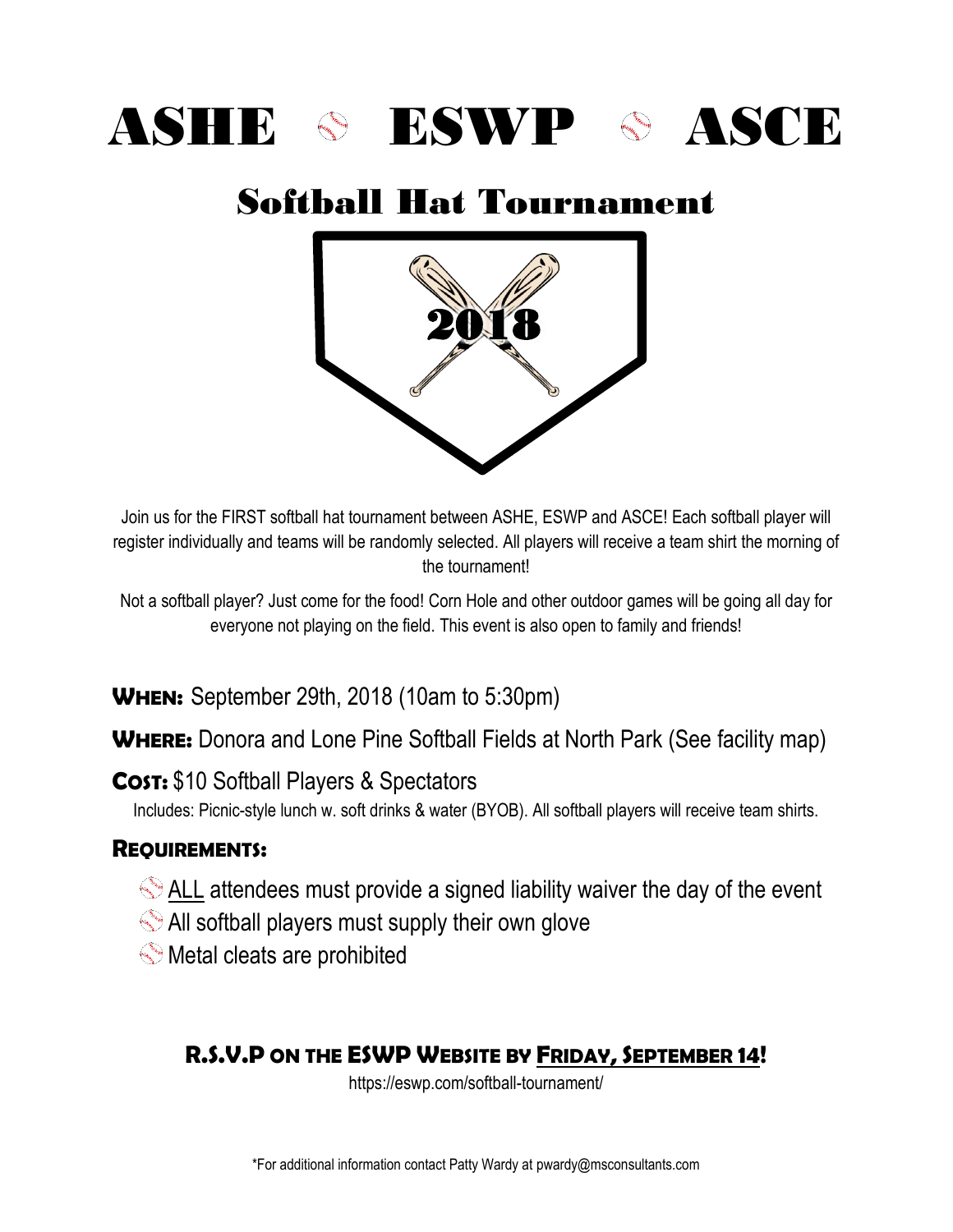# ASHE ⚾ ESWP ⚾ ASCE

## Softball Hat Tournament

2018

Join us for the FIRST softball hat tournament between ASHE, ESWP and ASCE! Each softball player will register individually and teams will be randomly selected. All players will receive a team shirt the morning of the tournament!

Not a softball player? Just come for the food! Corn Hole and other outdoor games will be going all day for everyone not playing on the field. This event is also open to family and friends!

**When:** September 29th, 2018 (10am to 5:30pm)

**Where:** Donora and Lone Pine Softball Fields at North Park (See facility map)

**Cost:** $10 Softball Players & Spectators

Includes: Picnic-style lunch w. soft drinks & water (BYOB). All softball players will receive team shirts.

**Requirements:**

- ALL attendees must provide a signed liability waiver the day of the event
- All softball players must supply their own glove
- Metal cleats are prohibited

**R.S.V.P on the ESWP Website by Friday, September 14!**

https://eswp.com/softball-tournament/

*For additional information contact Patty Wardy at pwardy@msconsultants.com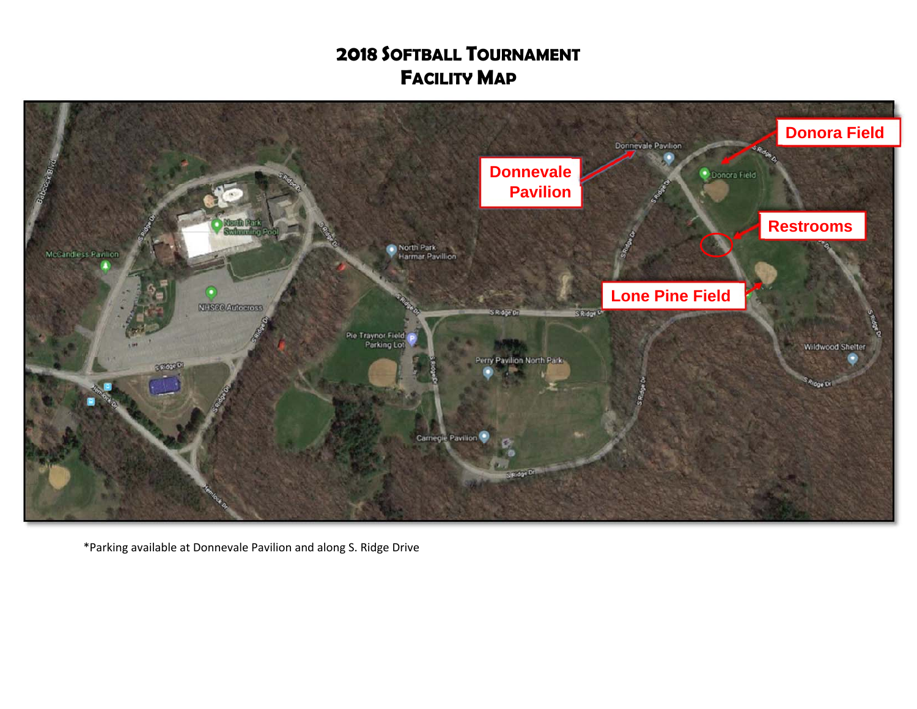# 2018 Softball Tournament Facility Map

Donnevale Pavilion

Donora Field

Restrooms

Lone Pine Field

*Parking available at Donnevale Pavilion and along S. Ridge Drive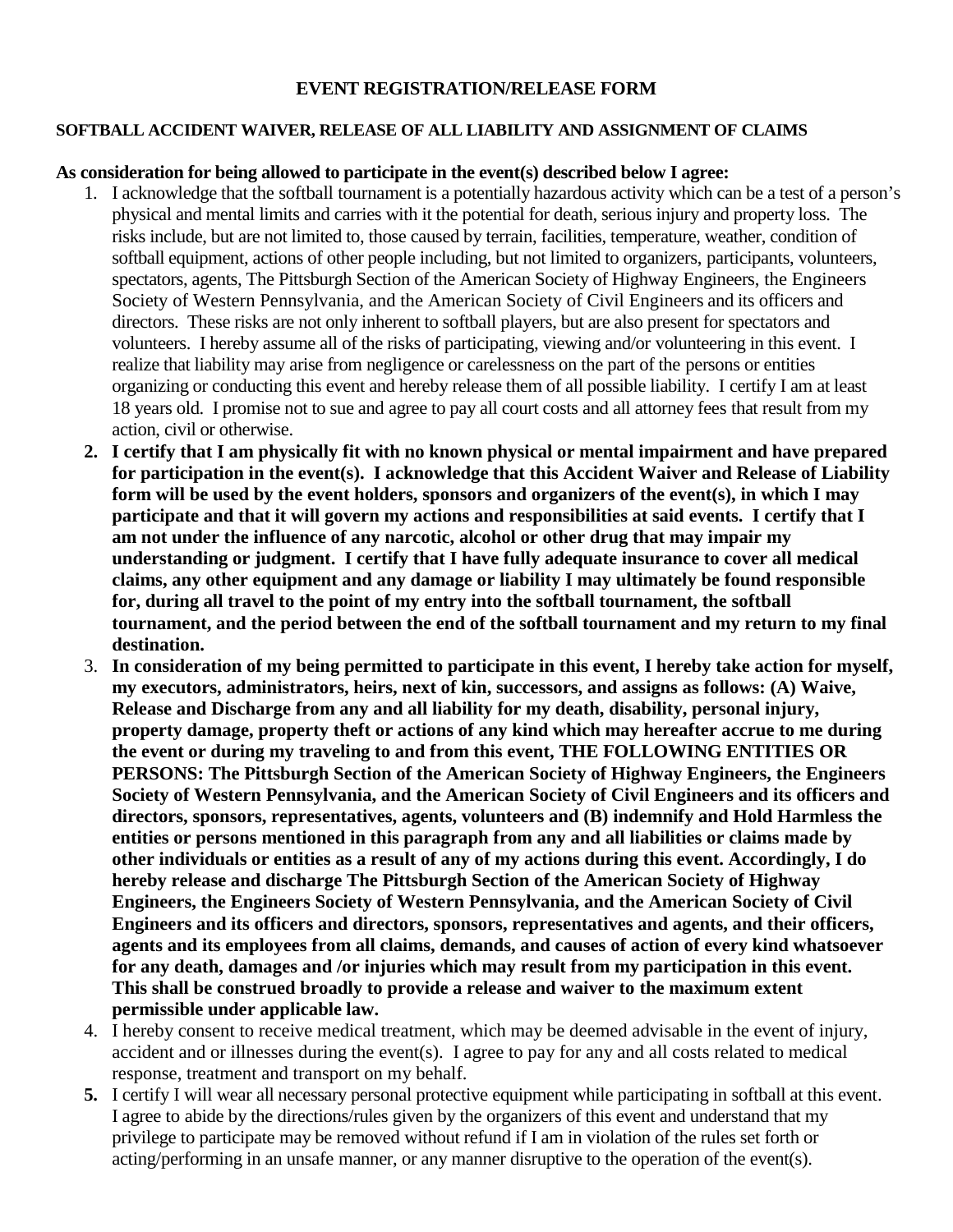**EVENT REGISTRATION/RELEASE FORM**

**SOFTBALL ACCIDENT WAIVER, RELEASE OF ALL LIABILITY AND ASSIGNMENT OF CLAIMS**

**As consideration for being allowed to participate in the event(s) described below I agree:**

1. I acknowledge that the softball tournament is a potentially hazardous activity which can be a test of a person's physical and mental limits and carries with it the potential for death, serious injury and property loss. The risks include, but are not limited to, those caused by terrain, facilities, temperature, weather, condition of softball equipment, actions of other people including, but not limited to organizers, participants, volunteers, spectators, agents, The Pittsburgh Section of the American Society of Highway Engineers, the Engineers Society of Western Pennsylvania, and the American Society of Civil Engineers and its officers and directors. These risks are not only inherent to softball players, but are also present for spectators and volunteers. I hereby assume all of the risks of participating, viewing and/or volunteering in this event. I realize that liability may arise from negligence or carelessness on the part of the persons or entities organizing or conducting this event and hereby release them of all possible liability. I certify I am at least 18 years old. I promise not to sue and agree to pay all court costs and all attorney fees that result from my action, civil or otherwise.
2. **I certify that I am physically fit with no known physical or mental impairment and have prepared for participation in the event(s). I acknowledge that this Accident Waiver and Release of Liability form will be used by the event holders, sponsors and organizers of the event(s), in which I may participate and that it will govern my actions and responsibilities at said events. I certify that I am not under the influence of any narcotic, alcohol or other drug that may impair my understanding or judgment. I certify that I have fully adequate insurance to cover all medical claims, any other equipment and any damage or liability I may ultimately be found responsible for, during all travel to the point of my entry into the softball tournament, the softball tournament, and the period between the end of the softball tournament and my return to my final destination.**
3. **In consideration of my being permitted to participate in this event, I hereby take action for myself, my executors, administrators, heirs, next of kin, successors, and assigns as follows: (A) Waive, Release and Discharge from any and all liability for my death, disability, personal injury, property damage, property theft or actions of any kind which may hereafter accrue to me during the event or during my traveling to and from this event, THE FOLLOWING ENTITIES OR PERSONS: The Pittsburgh Section of the American Society of Highway Engineers, the Engineers Society of Western Pennsylvania, and the American Society of Civil Engineers and its officers and directors, sponsors, representatives, agents, volunteers and (B) indemnify and Hold Harmless the entities or persons mentioned in this paragraph from any and all liabilities or claims made by other individuals or entities as a result of any of my actions during this event. Accordingly, I do hereby release and discharge The Pittsburgh Section of the American Society of Highway Engineers, the Engineers Society of Western Pennsylvania, and the American Society of Civil Engineers and its officers and directors, sponsors, representatives and agents, and their officers, agents and its employees from all claims, demands, and causes of action of every kind whatsoever for any death, damages and /or injuries which may result from my participation in this event. This shall be construed broadly to provide a release and waiver to the maximum extent permissible under applicable law.**
4. I hereby consent to receive medical treatment, which may be deemed advisable in the event of injury, accident and or illnesses during the event(s). I agree to pay for any and all costs related to medical response, treatment and transport on my behalf.
5. I certify I will wear all necessary personal protective equipment while participating in softball at this event. I agree to abide by the directions/rules given by the organizers of this event and understand that my privilege to participate may be removed without refund if I am in violation of the rules set forth or acting/performing in an unsafe manner, or any manner disruptive to the operation of the event(s).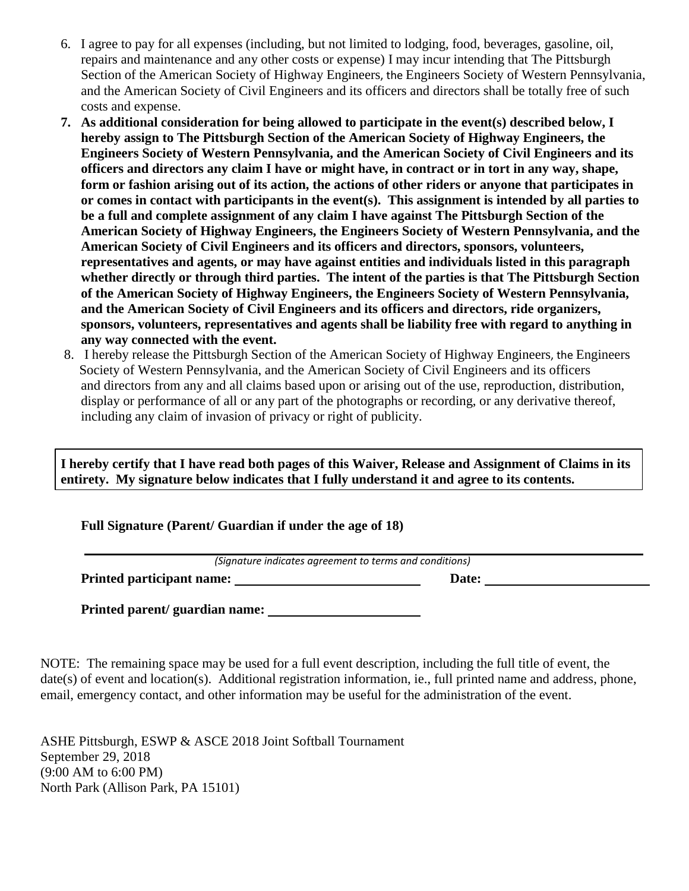6. I agree to pay for all expenses (including, but not limited to lodging, food, beverages, gasoline, oil, repairs and maintenance and any other costs or expense) I may incur intending that The Pittsburgh Section of the American Society of Highway Engineers, the Engineers Society of Western Pennsylvania, and the American Society of Civil Engineers and its officers and directors shall be totally free of such costs and expense.
7. **As additional consideration for being allowed to participate in the event(s) described below, I hereby assign to The Pittsburgh Section of the American Society of Highway Engineers, the Engineers Society of Western Pennsylvania, and the American Society of Civil Engineers and its officers and directors any claim I have or might have, in contract or in tort in any way, shape, form or fashion arising out of its action, the actions of other riders or anyone that participates in or comes in contact with participants in the event(s). This assignment is intended by all parties to be a full and complete assignment of any claim I have against The Pittsburgh Section of the American Society of Highway Engineers, the Engineers Society of Western Pennsylvania, and the American Society of Civil Engineers and its officers and directors, sponsors, volunteers, representatives and agents, or may have against entities and individuals listed in this paragraph whether directly or through third parties. The intent of the parties is that The Pittsburgh Section of the American Society of Highway Engineers, the Engineers Society of Western Pennsylvania, and the American Society of Civil Engineers and its officers and directors, ride organizers, sponsors, volunteers, representatives and agents shall be liability free with regard to anything in any way connected with the event.**
8. I hereby release the Pittsburgh Section of the American Society of Highway Engineers, the Engineers Society of Western Pennsylvania, and the American Society of Civil Engineers and its officers and directors from any and all claims based upon or arising out of the use, reproduction, distribution, display or performance of all or any part of the photographs or recording, or any derivative thereof, including any claim of invasion of privacy or right of publicity.

**I hereby certify that I have read both pages of this Waiver, Release and Assignment of Claims in its entirety. My signature below indicates that I fully understand it and agree to its contents.**

**Full Signature (Parent/ Guardian if under the age of 18)**

_______________________________________________

*(Signature indicates agreement to terms and conditions)*

**Printed participant name:** ____________________________ **Date:** ________________________

**Printed parent/ guardian name:** ______________________

NOTE: The remaining space may be used for a full event description, including the full title of event, the date(s) of event and location(s). Additional registration information, ie., full printed name and address, phone, email, emergency contact, and other information may be useful for the administration of the event.

ASHE Pittsburgh, ESWP & ASCE 2018 Joint Softball Tournament
September 29, 2018
(9:00 AM to 6:00 PM)
North Park (Allison Park, PA 15101)